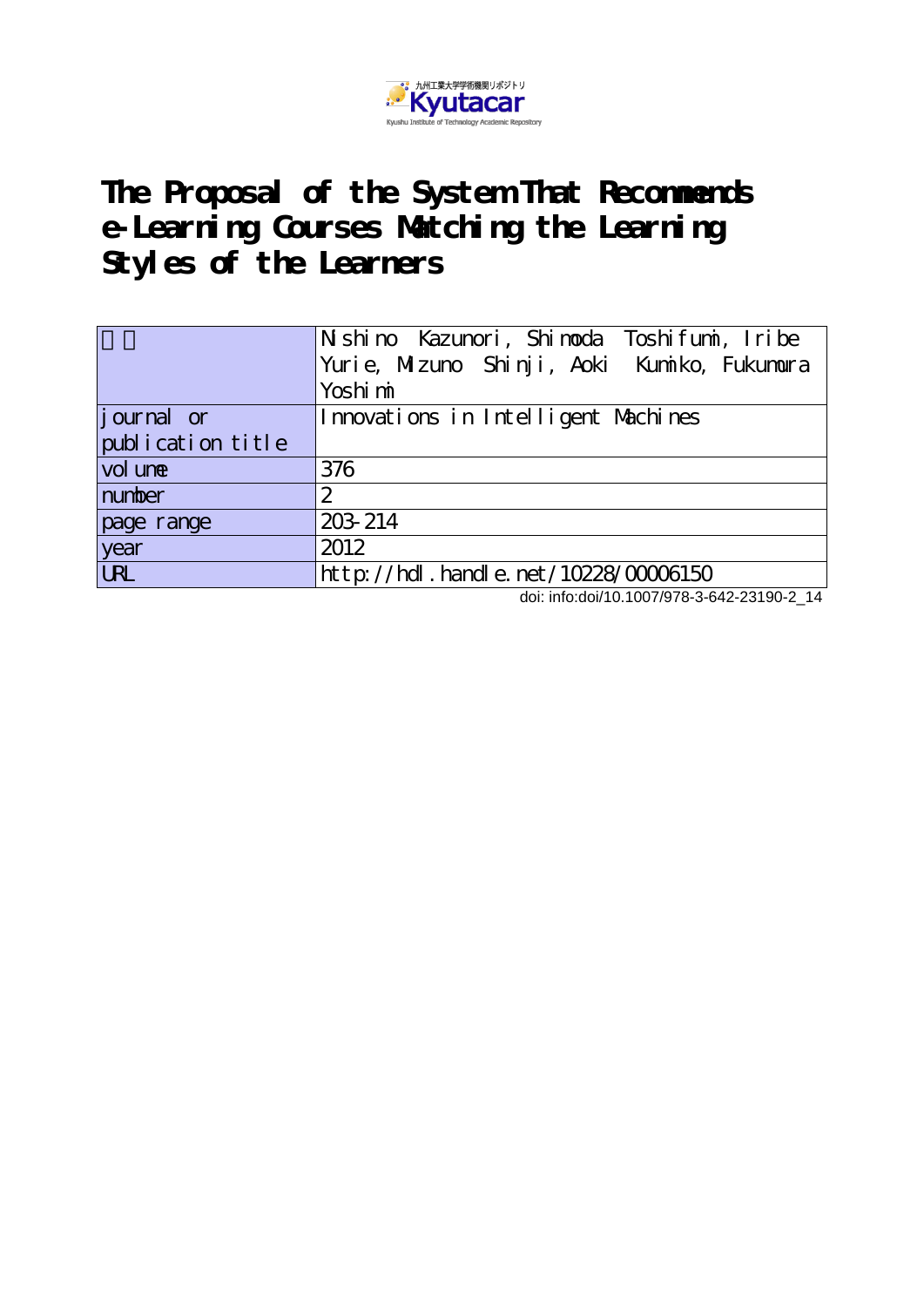九州工業大学学術機関リポジトリ
Kyutacar
Kyushu Institute of Technology Academic Repository

# The Proposal of the System That Recommends e-Learning Courses Matching the Learning Styles of the Learners

| | |
|---|---|
| 著者 | Nishino Kazunori, Shimoda Toshifumi, Iribe Yurie, Mizuno Shinji, Aoki Kumiko, Fukumura Yoshimi |
| journal or publication title | Innovations in Intelligent Machines |
| volume | 376 |
| number | 2 |
| page range | 203-214 |
| year | 2012 |
| URL | http://hdl.handle.net/10228/00006150 |

doi: info:doi/10.1007/978-3-642-23190-2_14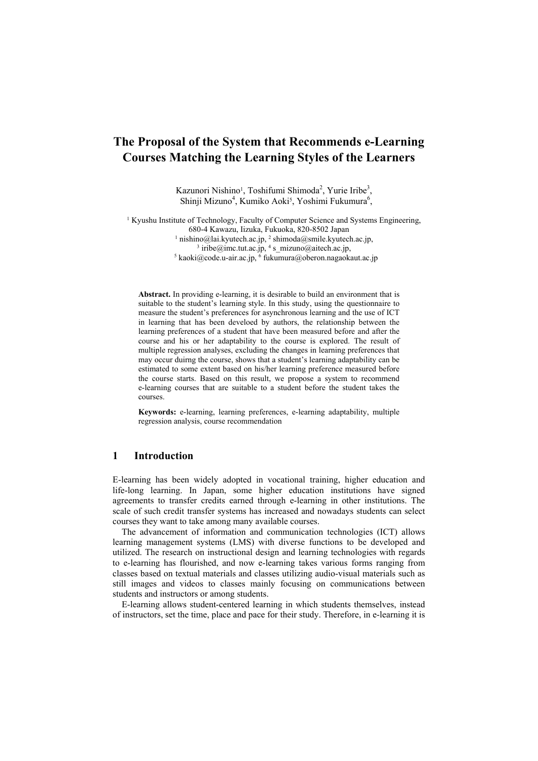# The Proposal of the System that Recommends e-Learning Courses Matching the Learning Styles of the Learners

Kazunori Nishino[1], Toshifumi Shimoda[2], Yurie Iribe[3], Shinji Mizuno[4], Kumiko Aoki[5], Yoshimi Fukumura[6],

[1] Kyushu Institute of Technology, Faculty of Computer Science and Systems Engineering, 680-4 Kawazu, Iizuka, Fukuoka, 820-8502 Japan
[1] nishino@lai.kyutech.ac.jp, [2] shimoda@smile.kyutech.ac.jp,
[3] iribe@imc.tut.ac.jp, [4] s_mizuno@aitech.ac.jp,
[5] kaoki@code.u-air.ac.jp, [6] fukumura@oberon.nagaokaut.ac.jp

**Abstract.** In providing e-learning, it is desirable to build an environment that is suitable to the student's learning style. In this study, using the questionnaire to measure the student's preferences for asynchronous learning and the use of ICT in learning that has been develoed by authors, the relationship between the learning preferences of a student that have been measured before and after the course and his or her adaptability to the course is explored. The result of multiple regression analyses, excluding the changes in learning preferences that may occur duirng the course, shows that a student's learning adaptability can be estimated to some extent based on his/her learning preference measured before the course starts. Based on this result, we propose a system to recommend e-learning courses that are suitable to a student before the student takes the courses.

**Keywords:** e-learning, learning preferences, e-learning adaptability, multiple regression analysis, course recommendation

## 1 Introduction

E-learning has been widely adopted in vocational training, higher education and life-long learning. In Japan, some higher education institutions have signed agreements to transfer credits earned through e-learning in other institutions. The scale of such credit transfer systems has increased and nowadays students can select courses they want to take among many available courses.

The advancement of information and communication technologies (ICT) allows learning management systems (LMS) with diverse functions to be developed and utilized. The research on instructional design and learning technologies with regards to e-learning has flourished, and now e-learning takes various forms ranging from classes based on textual materials and classes utilizing audio-visual materials such as still images and videos to classes mainly focusing on communications between students and instructors or among students.

E-learning allows student-centered learning in which students themselves, instead of instructors, set the time, place and pace for their study. Therefore, in e-learning it is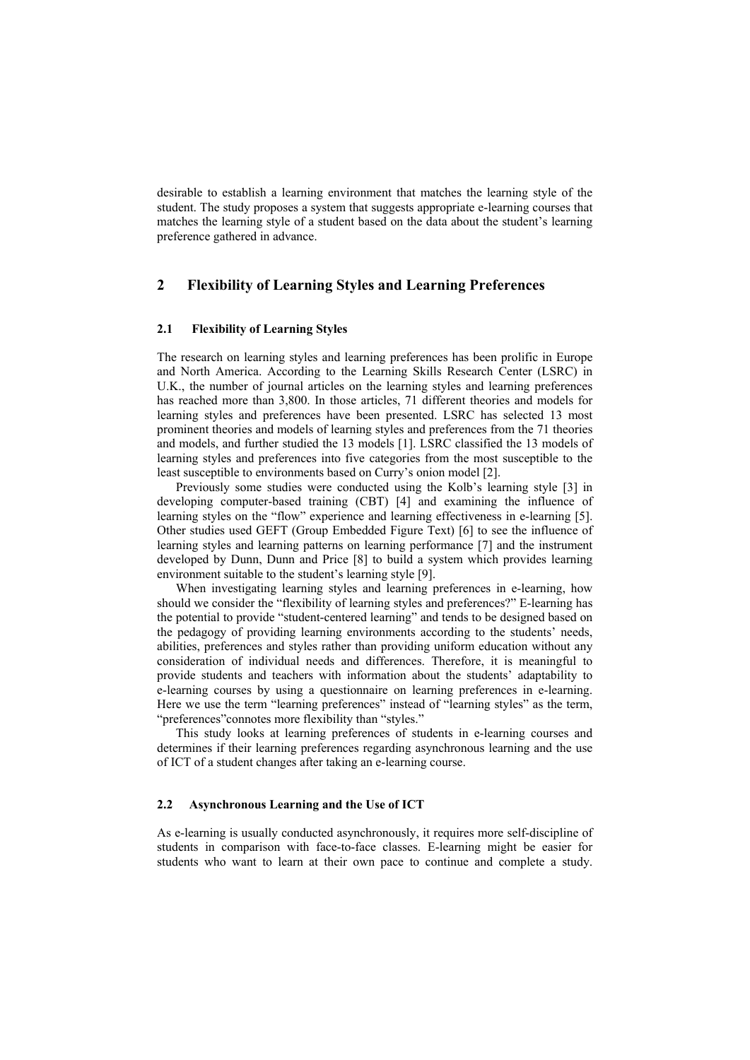desirable to establish a learning environment that matches the learning style of the student. The study proposes a system that suggests appropriate e-learning courses that matches the learning style of a student based on the data about the student's learning preference gathered in advance.

## 2 Flexibility of Learning Styles and Learning Preferences

### 2.1 Flexibility of Learning Styles

The research on learning styles and learning preferences has been prolific in Europe and North America. According to the Learning Skills Research Center (LSRC) in U.K., the number of journal articles on the learning styles and learning preferences has reached more than 3,800. In those articles, 71 different theories and models for learning styles and preferences have been presented. LSRC has selected 13 most prominent theories and models of learning styles and preferences from the 71 theories and models, and further studied the 13 models [1]. LSRC classified the 13 models of learning styles and preferences into five categories from the most susceptible to the least susceptible to environments based on Curry's onion model [2].

Previously some studies were conducted using the Kolb's learning style [3] in developing computer-based training (CBT) [4] and examining the influence of learning styles on the "flow" experience and learning effectiveness in e-learning [5]. Other studies used GEFT (Group Embedded Figure Text) [6] to see the influence of learning styles and learning patterns on learning performance [7] and the instrument developed by Dunn, Dunn and Price [8] to build a system which provides learning environment suitable to the student's learning style [9].

When investigating learning styles and learning preferences in e-learning, how should we consider the "flexibility of learning styles and preferences?" E-learning has the potential to provide "student-centered learning" and tends to be designed based on the pedagogy of providing learning environments according to the students' needs, abilities, preferences and styles rather than providing uniform education without any consideration of individual needs and differences. Therefore, it is meaningful to provide students and teachers with information about the students' adaptability to e-learning courses by using a questionnaire on learning preferences in e-learning. Here we use the term "learning preferences" instead of "learning styles" as the term, "preferences"connotes more flexibility than "styles."

This study looks at learning preferences of students in e-learning courses and determines if their learning preferences regarding asynchronous learning and the use of ICT of a student changes after taking an e-learning course.

### 2.2 Asynchronous Learning and the Use of ICT

As e-learning is usually conducted asynchronously, it requires more self-discipline of students in comparison with face-to-face classes. E-learning might be easier for students who want to learn at their own pace to continue and complete a study.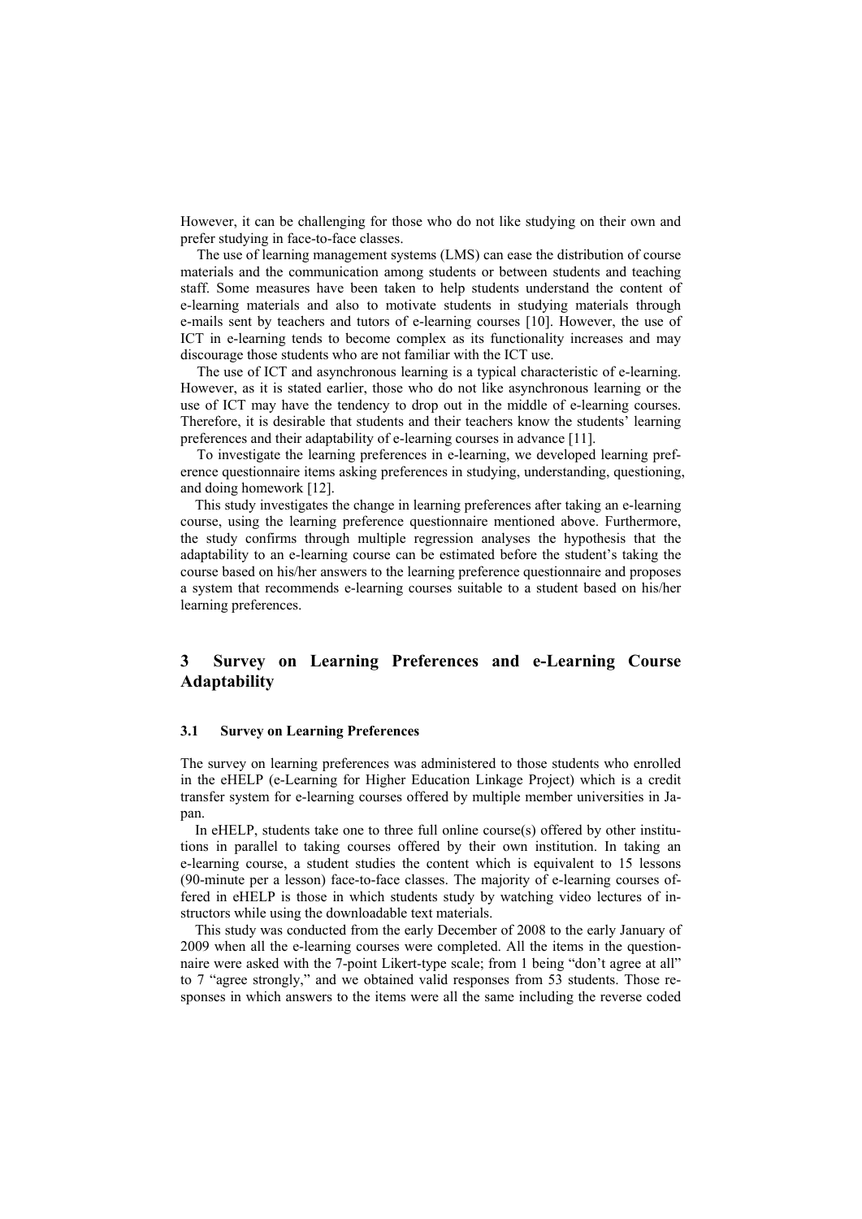However, it can be challenging for those who do not like studying on their own and prefer studying in face-to-face classes.

The use of learning management systems (LMS) can ease the distribution of course materials and the communication among students or between students and teaching staff. Some measures have been taken to help students understand the content of e-learning materials and also to motivate students in studying materials through e-mails sent by teachers and tutors of e-learning courses [10]. However, the use of ICT in e-learning tends to become complex as its functionality increases and may discourage those students who are not familiar with the ICT use.

The use of ICT and asynchronous learning is a typical characteristic of e-learning. However, as it is stated earlier, those who do not like asynchronous learning or the use of ICT may have the tendency to drop out in the middle of e-learning courses. Therefore, it is desirable that students and their teachers know the students' learning preferences and their adaptability of e-learning courses in advance [11].

To investigate the learning preferences in e-learning, we developed learning preference questionnaire items asking preferences in studying, understanding, questioning, and doing homework [12].

This study investigates the change in learning preferences after taking an e-learning course, using the learning preference questionnaire mentioned above. Furthermore, the study confirms through multiple regression analyses the hypothesis that the adaptability to an e-learning course can be estimated before the student's taking the course based on his/her answers to the learning preference questionnaire and proposes a system that recommends e-learning courses suitable to a student based on his/her learning preferences.

## 3 Survey on Learning Preferences and e-Learning Course Adaptability

### 3.1 Survey on Learning Preferences

The survey on learning preferences was administered to those students who enrolled in the eHELP (e-Learning for Higher Education Linkage Project) which is a credit transfer system for e-learning courses offered by multiple member universities in Japan.

In eHELP, students take one to three full online course(s) offered by other institutions in parallel to taking courses offered by their own institution. In taking an e-learning course, a student studies the content which is equivalent to 15 lessons (90-minute per a lesson) face-to-face classes. The majority of e-learning courses offered in eHELP is those in which students study by watching video lectures of instructors while using the downloadable text materials.

This study was conducted from the early December of 2008 to the early January of 2009 when all the e-learning courses were completed. All the items in the questionnaire were asked with the 7-point Likert-type scale; from 1 being "don't agree at all" to 7 "agree strongly," and we obtained valid responses from 53 students. Those responses in which answers to the items were all the same including the reverse coded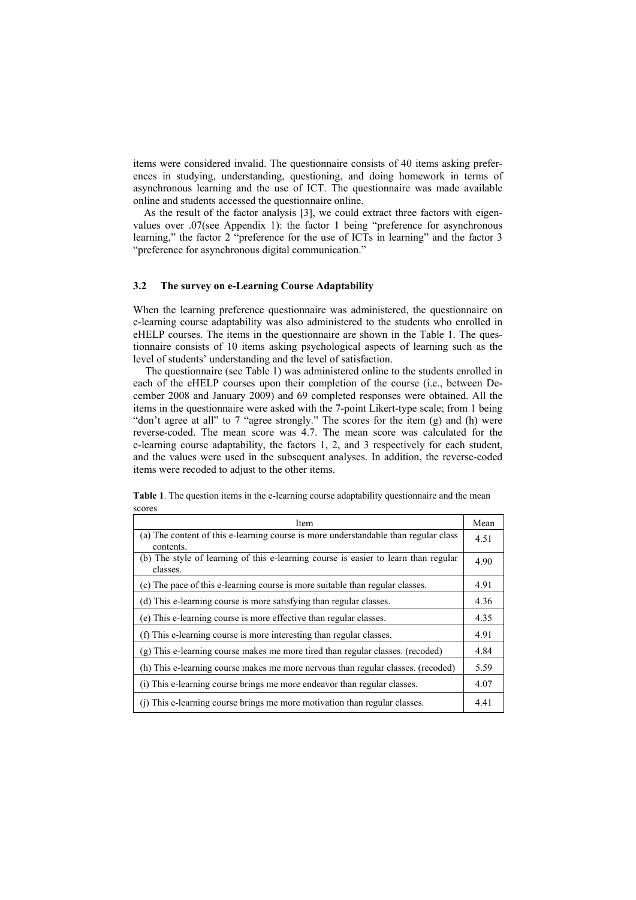items were considered invalid. The questionnaire consists of 40 items asking preferences in studying, understanding, questioning, and doing homework in terms of asynchronous learning and the use of ICT. The questionnaire was made available online and students accessed the questionnaire online.

As the result of the factor analysis [3], we could extract three factors with eigenvalues over .07(see Appendix 1): the factor 1 being "preference for asynchronous learning," the factor 2 "preference for the use of ICTs in learning" and the factor 3 "preference for asynchronous digital communication."

### 3.2 The survey on e-Learning Course Adaptability

When the learning preference questionnaire was administered, the questionnaire on e-learning course adaptability was also administered to the students who enrolled in eHELP courses. The items in the questionnaire are shown in the Table 1. The questionnaire consists of 10 items asking psychological aspects of learning such as the level of students' understanding and the level of satisfaction.

The questionnaire (see Table 1) was administered online to the students enrolled in each of the eHELP courses upon their completion of the course (i.e., between December 2008 and January 2009) and 69 completed responses were obtained. All the items in the questionnaire were asked with the 7-point Likert-type scale; from 1 being "don't agree at all" to 7 "agree strongly." The scores for the item (g) and (h) were reverse-coded. The mean score was 4.7. The mean score was calculated for the e-learning course adaptability, the factors 1, 2, and 3 respectively for each student, and the values were used in the subsequent analyses. In addition, the reverse-coded items were recoded to adjust to the other items.

**Table 1**. The question items in the e-learning course adaptability questionnaire and the mean scores

| Item | Mean |
|---|---|
| (a) The content of this e-learning course is more understandable than regular class contents. | 4.51 |
| (b) The style of learning of this e-learning course is easier to learn than regular classes. | 4.90 |
| (c) The pace of this e-learning course is more suitable than regular classes. | 4.91 |
| (d) This e-learning course is more satisfying than regular classes. | 4.36 |
| (e) This e-learning course is more effective than regular classes. | 4.35 |
| (f) This e-learning course is more interesting than regular classes. | 4.91 |
| (g) This e-learning course makes me more tired than regular classes. (recoded) | 4.84 |
| (h) This e-learning course makes me more nervous than regular classes. (recoded) | 5.59 |
| (i) This e-learning course brings me more endeavor than regular classes. | 4.07 |
| (j) This e-learning course brings me more motivation than regular classes. | 4.41 |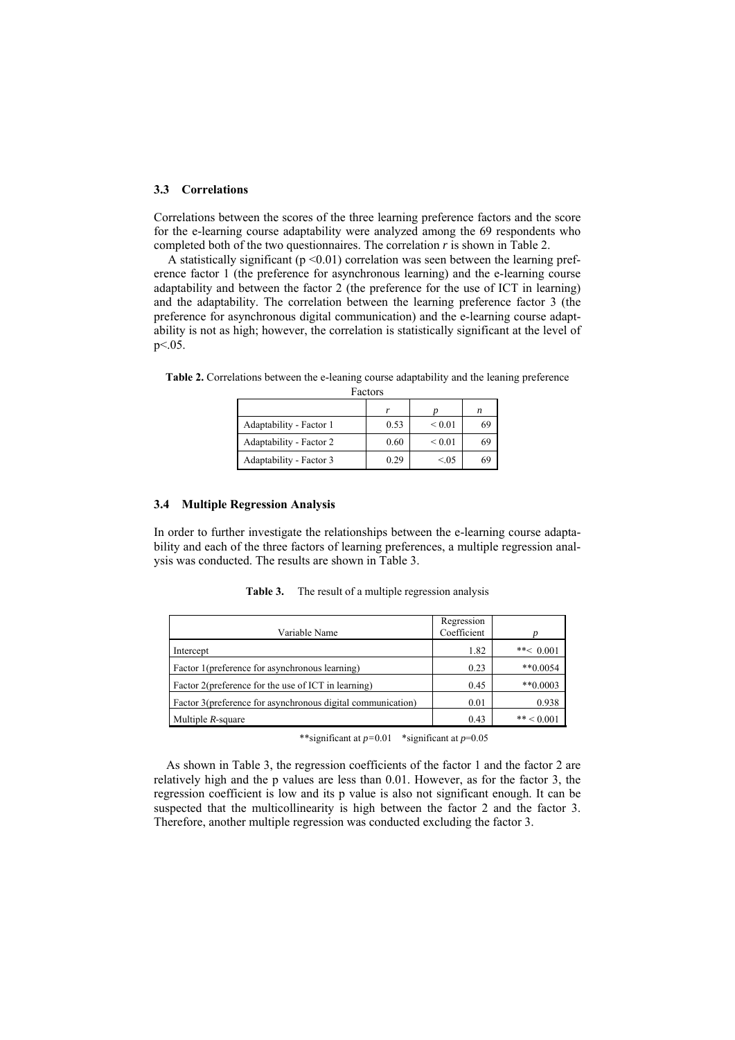### 3.3 Correlations

Correlations between the scores of the three learning preference factors and the score for the e-learning course adaptability were analyzed among the 69 respondents who completed both of the two questionnaires. The correlation *r* is shown in Table 2.

A statistically significant ($p < 0.01$) correlation was seen between the learning preference factor 1 (the preference for asynchronous learning) and the e-learning course adaptability and between the factor 2 (the preference for the use of ICT in learning) and the adaptability. The correlation between the learning preference factor 3 (the preference for asynchronous digital communication) and the e-learning course adaptability is not as high; however, the correlation is statistically significant at the level of $p < .05$.

**Table 2.** Correlations between the e-leaning course adaptability and the leaning preference Factors

| | $r$ | $p$ | $n$ |
|---|---|---|---|
| Adaptability - Factor 1 | 0.53 | < 0.01 | 69 |
| Adaptability - Factor 2 | 0.60 | < 0.01 | 69 |
| Adaptability - Factor 3 | 0.29 | <.05 | 69 |

### 3.4 Multiple Regression Analysis

In order to further investigate the relationships between the e-learning course adaptability and each of the three factors of learning preferences, a multiple regression analysis was conducted. The results are shown in Table 3.

**Table 3.** The result of a multiple regression analysis

| Variable Name | Regression Coefficient | $p$ |
|---|---|---|
| Intercept | 1.82 | **< 0.001 |
| Factor 1(preference for asynchronous learning) | 0.23 | **0.0054 |
| Factor 2(preference for the use of ICT in learning) | 0.45 | **0.0003 |
| Factor 3(preference for asynchronous digital communication) | 0.01 | 0.938 |
| Multiple *R*-square | 0.43 | ** < 0.001 |

**significant at $p$=0.01 *significant at $p$=0.05

As shown in Table 3, the regression coefficients of the factor 1 and the factor 2 are relatively high and the p values are less than 0.01. However, as for the factor 3, the regression coefficient is low and its p value is also not significant enough. It can be suspected that the multicollinearity is high between the factor 2 and the factor 3. Therefore, another multiple regression was conducted excluding the factor 3.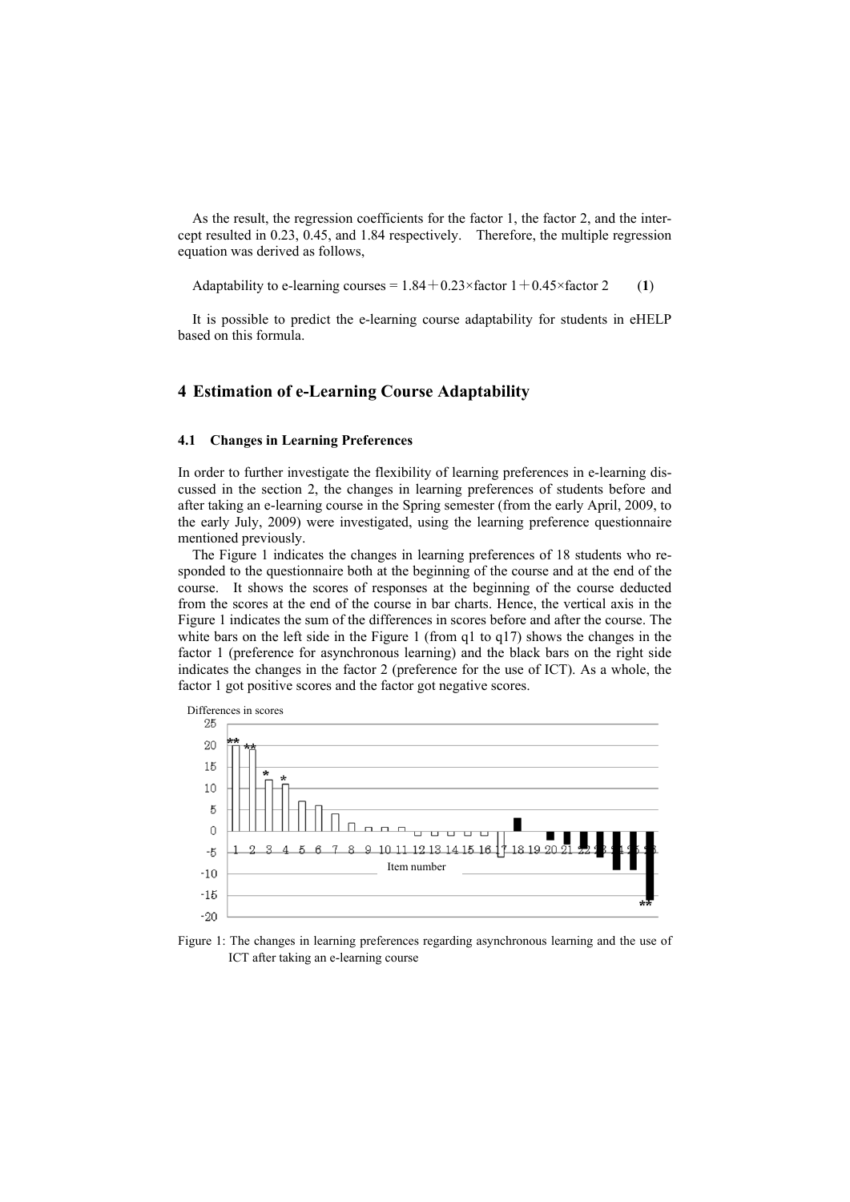As the result, the regression coefficients for the factor 1, the factor 2, and the intercept resulted in 0.23, 0.45, and 1.84 respectively. Therefore, the multiple regression equation was derived as follows,

Adaptability to e-learning courses = 1.84＋0.23×factor 1＋0.45×factor 2  (**1**)

It is possible to predict the e-learning course adaptability for students in eHELP based on this formula.

## 4 Estimation of e-Learning Course Adaptability

### 4.1 Changes in Learning Preferences

In order to further investigate the flexibility of learning preferences in e-learning discussed in the section 2, the changes in learning preferences of students before and after taking an e-learning course in the Spring semester (from the early April, 2009, to the early July, 2009) were investigated, using the learning preference questionnaire mentioned previously.

The Figure 1 indicates the changes in learning preferences of 18 students who responded to the questionnaire both at the beginning of the course and at the end of the course. It shows the scores of responses at the beginning of the course deducted from the scores at the end of the course in bar charts. Hence, the vertical axis in the Figure 1 indicates the sum of the differences in scores before and after the course. The white bars on the left side in the Figure 1 (from q1 to q17) shows the changes in the factor 1 (preference for asynchronous learning) and the black bars on the right side indicates the changes in the factor 2 (preference for the use of ICT). As a whole, the factor 1 got positive scores and the factor got negative scores.

Figure 1: The changes in learning preferences regarding asynchronous learning and the use of ICT after taking an e-learning course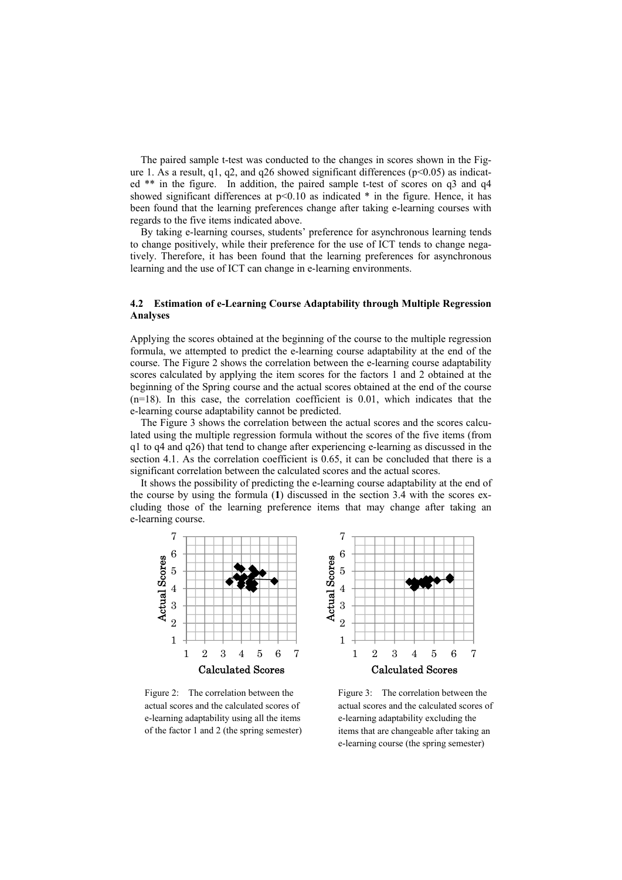The paired sample t-test was conducted to the changes in scores shown in the Figure 1. As a result, q1, q2, and q26 showed significant differences ($p<0.05$) as indicated ** in the figure. In addition, the paired sample t-test of scores on q3 and q4 showed significant differences at $p<0.10$ as indicated * in the figure. Hence, it has been found that the learning preferences change after taking e-learning courses with regards to the five items indicated above.

By taking e-learning courses, students' preference for asynchronous learning tends to change positively, while their preference for the use of ICT tends to change negatively. Therefore, it has been found that the learning preferences for asynchronous learning and the use of ICT can change in e-learning environments.

### 4.2 Estimation of e-Learning Course Adaptability through Multiple Regression Analyses

Applying the scores obtained at the beginning of the course to the multiple regression formula, we attempted to predict the e-learning course adaptability at the end of the course. The Figure 2 shows the correlation between the e-learning course adaptability scores calculated by applying the item scores for the factors 1 and 2 obtained at the beginning of the Spring course and the actual scores obtained at the end of the course ($n=18$). In this case, the correlation coefficient is 0.01, which indicates that the e-learning course adaptability cannot be predicted.

The Figure 3 shows the correlation between the actual scores and the scores calculated using the multiple regression formula without the scores of the five items (from q1 to q4 and q26) that tend to change after experiencing e-learning as discussed in the section 4.1. As the correlation coefficient is 0.65, it can be concluded that there is a significant correlation between the calculated scores and the actual scores.

It shows the possibility of predicting the e-learning course adaptability at the end of the course by using the formula (**1**) discussed in the section 3.4 with the scores excluding those of the learning preference items that may change after taking an e-learning course.

Figure 2: The correlation between the actual scores and the calculated scores of e-learning adaptability using all the items of the factor 1 and 2 (the spring semester)

Figure 3: The correlation between the actual scores and the calculated scores of e-learning adaptability excluding the items that are changeable after taking an e-learning course (the spring semester)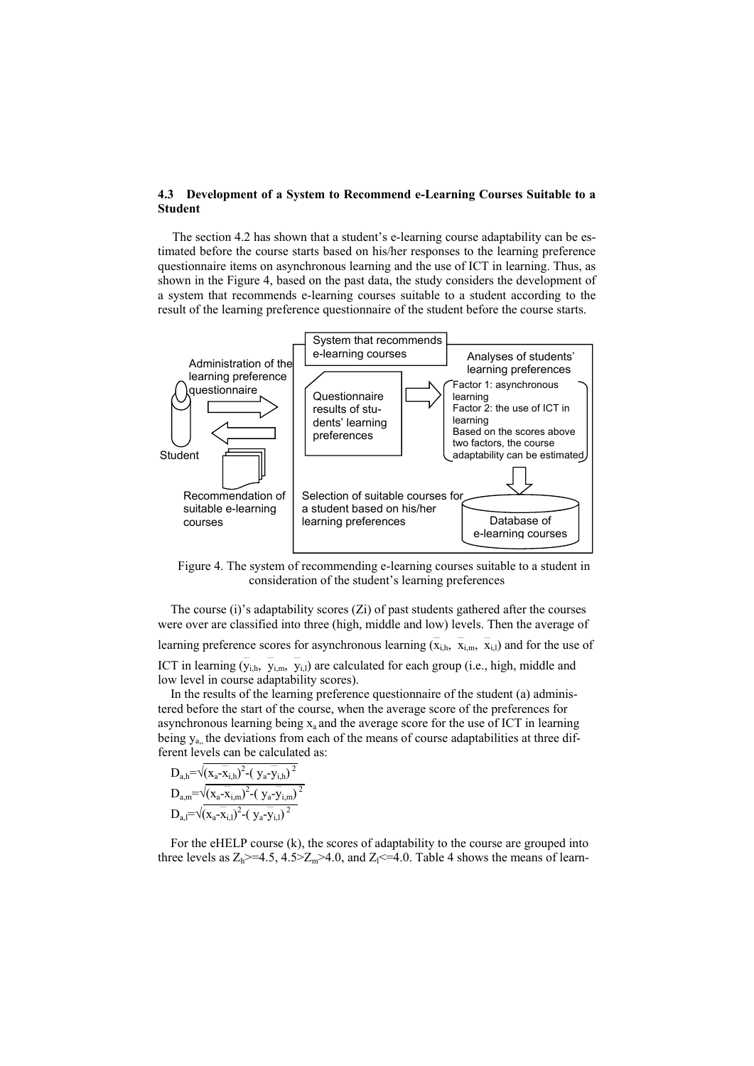### 4.3 Development of a System to Recommend e-Learning Courses Suitable to a Student

The section 4.2 has shown that a student's e-learning course adaptability can be estimated before the course starts based on his/her responses to the learning preference questionnaire items on asynchronous learning and the use of ICT in learning. Thus, as shown in the Figure 4, based on the past data, the study considers the development of a system that recommends e-learning courses suitable to a student according to the result of the learning preference questionnaire of the student before the course starts.

System that recommends e-learning courses

Administration of the learning preference questionnaire

Student

Recommendation of suitable e-learning courses

Questionnaire results of students' learning preferences

Analyses of students' learning preferences

Factor 1: asynchronous learning
Factor 2: the use of ICT in learning
Based on the scores above two factors, the course adaptability can be estimated

Selection of suitable courses for a student based on his/her learning preferences

Database of e-learning courses

Figure 4. The system of recommending e-learning courses suitable to a student in consideration of the student's learning preferences

The course (i)'s adaptability scores (Zi) of past students gathered after the courses were over are classified into three (high, middle and low) levels. Then the average of learning preference scores for asynchronous learning ($\bar{x}_{i,h}$, $\bar{x}_{i,m}$, $\bar{x}_{i,l}$) and for the use of ICT in learning ($\bar{y}_{i,h}$, $\bar{y}_{i,m}$, $\bar{y}_{i,l}$) are calculated for each group (i.e., high, middle and low level in course adaptability scores).

In the results of the learning preference questionnaire of the student (a) administered before the start of the course, when the average score of the preferences for asynchronous learning being $x_a$ and the average score for the use of ICT in learning being $y_a$, the deviations from each of the means of course adaptabilities at three different levels can be calculated as:

$$D_{a,h}=\sqrt{(x_a-\bar{x}_{i,h})^2-(y_a-\bar{y}_{i,h})^2}$$

$$D_{a,m}=\sqrt{(x_a-\bar{x}_{i,m})^2-(y_a-\bar{y}_{i,m})^2}$$

$$D_{a,l}=\sqrt{(x_a-\bar{x}_{i,l})^2-(y_a-\bar{y}_{i,l})^2}$$

For the eHELP course (k), the scores of adaptability to the course are grouped into three levels as $Z_h>=4.5$, $4.5>Z_m>4.0$, and $Z_l<=4.0$. Table 4 shows the means of learn-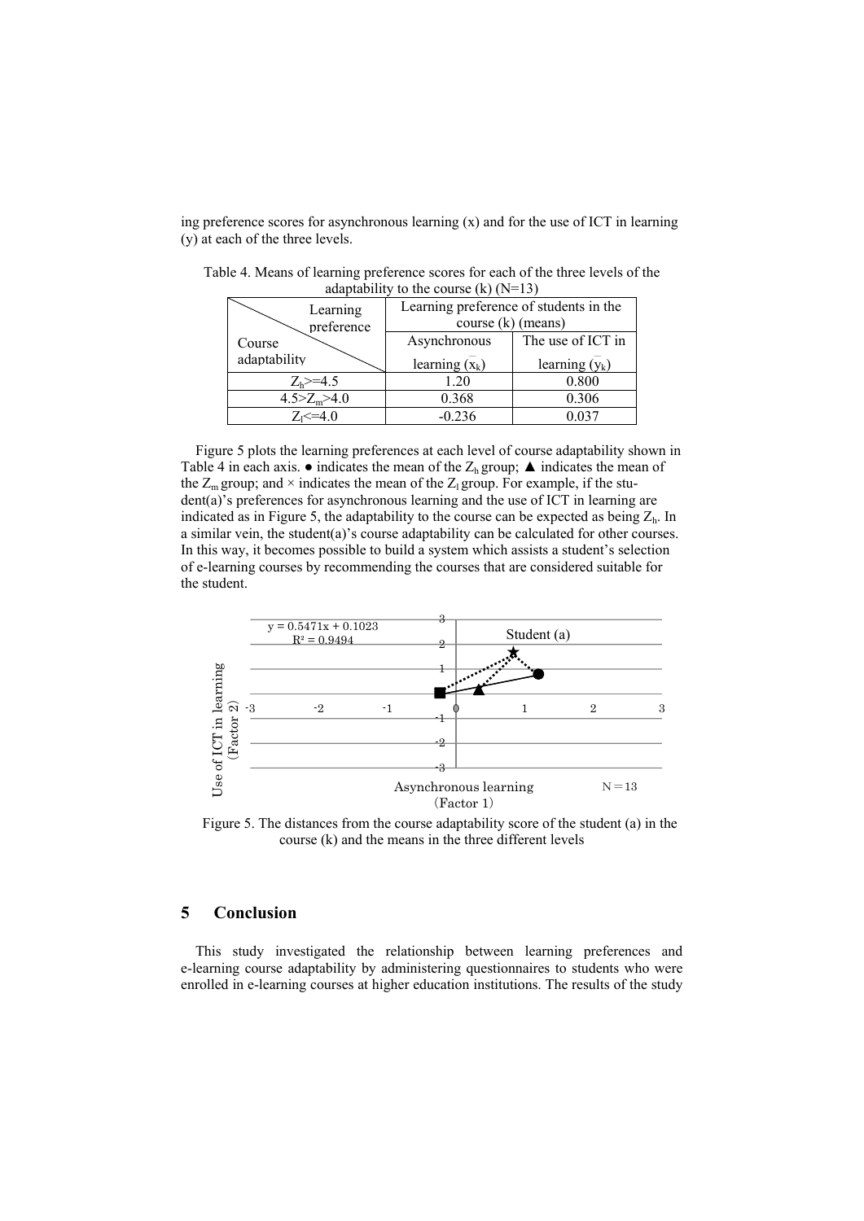ing preference scores for asynchronous learning (x) and for the use of ICT in learning (y) at each of the three levels.

Table 4. Means of learning preference scores for each of the three levels of the adaptability to the course (k) (N=13)

| Course adaptability \ Learning preference | Learning preference of students in the course (k) (means) | |
|---|---|---|
| | Asynchronous learning ($\bar{x}_k$) | The use of ICT in learning ($\bar{y}_k$) |
| $Z_h$>=4.5 | 1.20 | 0.800 |
| 4.5>$Z_m$>4.0 | 0.368 | 0.306 |
| $Z_l$<=4.0 | -0.236 | 0.037 |

Figure 5 plots the learning preferences at each level of course adaptability shown in Table 4 in each axis. ● indicates the mean of the $Z_h$ group; ▲ indicates the mean of the $Z_m$ group; and × indicates the mean of the $Z_l$ group. For example, if the student(a)'s preferences for asynchronous learning and the use of ICT in learning are indicated as in Figure 5, the adaptability to the course can be expected as being $Z_h$. In a similar vein, the student(a)'s course adaptability can be calculated for other courses. In this way, it becomes possible to build a system which assists a student's selection of e-learning courses by recommending the courses that are considered suitable for the student.

Figure 5. The distances from the course adaptability score of the student (a) in the course (k) and the means in the three different levels

## 5 Conclusion

This study investigated the relationship between learning preferences and e-learning course adaptability by administering questionnaires to students who were enrolled in e-learning courses at higher education institutions. The results of the study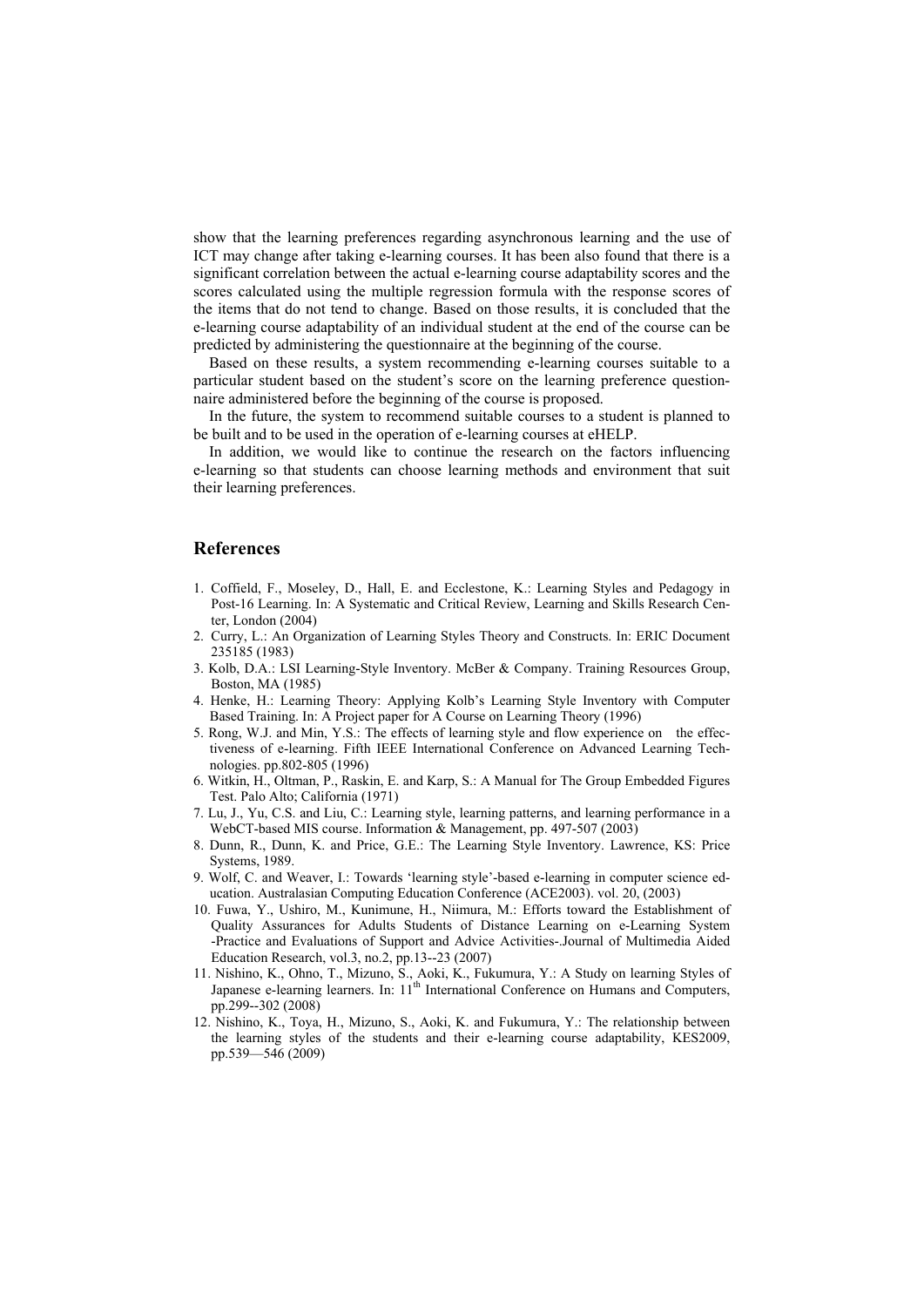show that the learning preferences regarding asynchronous learning and the use of ICT may change after taking e-learning courses. It has been also found that there is a significant correlation between the actual e-learning course adaptability scores and the scores calculated using the multiple regression formula with the response scores of the items that do not tend to change. Based on those results, it is concluded that the e-learning course adaptability of an individual student at the end of the course can be predicted by administering the questionnaire at the beginning of the course.

Based on these results, a system recommending e-learning courses suitable to a particular student based on the student's score on the learning preference questionnaire administered before the beginning of the course is proposed.

In the future, the system to recommend suitable courses to a student is planned to be built and to be used in the operation of e-learning courses at eHELP.

In addition, we would like to continue the research on the factors influencing e-learning so that students can choose learning methods and environment that suit their learning preferences.

## References

1. Coffield, F., Moseley, D., Hall, E. and Ecclestone, K.: Learning Styles and Pedagogy in Post-16 Learning. In: A Systematic and Critical Review, Learning and Skills Research Center, London (2004)
2. Curry, L.: An Organization of Learning Styles Theory and Constructs. In: ERIC Document 235185 (1983)
3. Kolb, D.A.: LSI Learning-Style Inventory. McBer & Company. Training Resources Group, Boston, MA (1985)
4. Henke, H.: Learning Theory: Applying Kolb's Learning Style Inventory with Computer Based Training. In: A Project paper for A Course on Learning Theory (1996)
5. Rong, W.J. and Min, Y.S.: The effects of learning style and flow experience on the effectiveness of e-learning. Fifth IEEE International Conference on Advanced Learning Technologies. pp.802-805 (1996)
6. Witkin, H., Oltman, P., Raskin, E. and Karp, S.: A Manual for The Group Embedded Figures Test. Palo Alto; California (1971)
7. Lu, J., Yu, C.S. and Liu, C.: Learning style, learning patterns, and learning performance in a WebCT-based MIS course. Information & Management, pp. 497-507 (2003)
8. Dunn, R., Dunn, K. and Price, G.E.: The Learning Style Inventory. Lawrence, KS: Price Systems, 1989.
9. Wolf, C. and Weaver, I.: Towards 'learning style'-based e-learning in computer science education. Australasian Computing Education Conference (ACE2003). vol. 20, (2003)
10. Fuwa, Y., Ushiro, M., Kunimune, H., Niimura, M.: Efforts toward the Establishment of Quality Assurances for Adults Students of Distance Learning on e-Learning System -Practice and Evaluations of Support and Advice Activities-.Journal of Multimedia Aided Education Research, vol.3, no.2, pp.13--23 (2007)
11. Nishino, K., Ohno, T., Mizuno, S., Aoki, K., Fukumura, Y.: A Study on learning Styles of Japanese e-learning learners. In: 11th International Conference on Humans and Computers, pp.299--302 (2008)
12. Nishino, K., Toya, H., Mizuno, S., Aoki, K. and Fukumura, Y.: The relationship between the learning styles of the students and their e-learning course adaptability, KES2009, pp.539—546 (2009)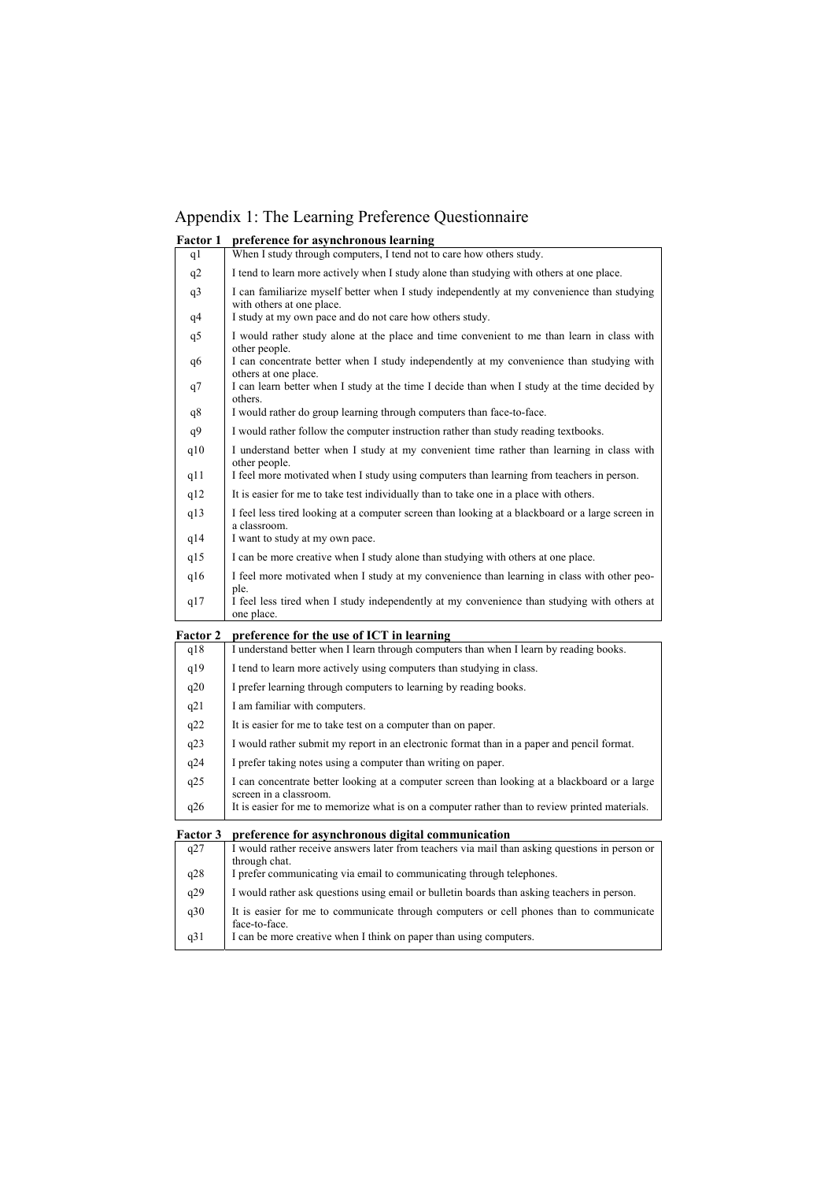# Appendix 1: The Learning Preference Questionnaire

**Factor 1 preference for asynchronous learning**

| | |
|---|---|
| q1 | When I study through computers, I tend not to care how others study. |
| q2 | I tend to learn more actively when I study alone than studying with others at one place. |
| q3 | I can familiarize myself better when I study independently at my convenience than studying with others at one place. |
| q4 | I study at my own pace and do not care how others study. |
| q5 | I would rather study alone at the place and time convenient to me than learn in class with other people. |
| q6 | I can concentrate better when I study independently at my convenience than studying with others at one place. |
| q7 | I can learn better when I study at the time I decide than when I study at the time decided by others. |
| q8 | I would rather do group learning through computers than face-to-face. |
| q9 | I would rather follow the computer instruction rather than study reading textbooks. |
| q10 | I understand better when I study at my convenient time rather than learning in class with other people. |
| q11 | I feel more motivated when I study using computers than learning from teachers in person. |
| q12 | It is easier for me to take test individually than to take one in a place with others. |
| q13 | I feel less tired looking at a computer screen than looking at a blackboard or a large screen in a classroom. |
| q14 | I want to study at my own pace. |
| q15 | I can be more creative when I study alone than studying with others at one place. |
| q16 | I feel more motivated when I study at my convenience than learning in class with other people. |
| q17 | I feel less tired when I study independently at my convenience than studying with others at one place. |

**Factor 2 preference for the use of ICT in learning**

| | |
|---|---|
| q18 | I understand better when I learn through computers than when I learn by reading books. |
| q19 | I tend to learn more actively using computers than studying in class. |
| q20 | I prefer learning through computers to learning by reading books. |
| q21 | I am familiar with computers. |
| q22 | It is easier for me to take test on a computer than on paper. |
| q23 | I would rather submit my report in an electronic format than in a paper and pencil format. |
| q24 | I prefer taking notes using a computer than writing on paper. |
| q25 | I can concentrate better looking at a computer screen than looking at a blackboard or a large screen in a classroom. |
| q26 | It is easier for me to memorize what is on a computer rather than to review printed materials. |

**Factor 3 preference for asynchronous digital communication**

| | |
|---|---|
| q27 | I would rather receive answers later from teachers via mail than asking questions in person or through chat. |
| q28 | I prefer communicating via email to communicating through telephones. |
| q29 | I would rather ask questions using email or bulletin boards than asking teachers in person. |
| q30 | It is easier for me to communicate through computers or cell phones than to communicate face-to-face. |
| q31 | I can be more creative when I think on paper than using computers. |